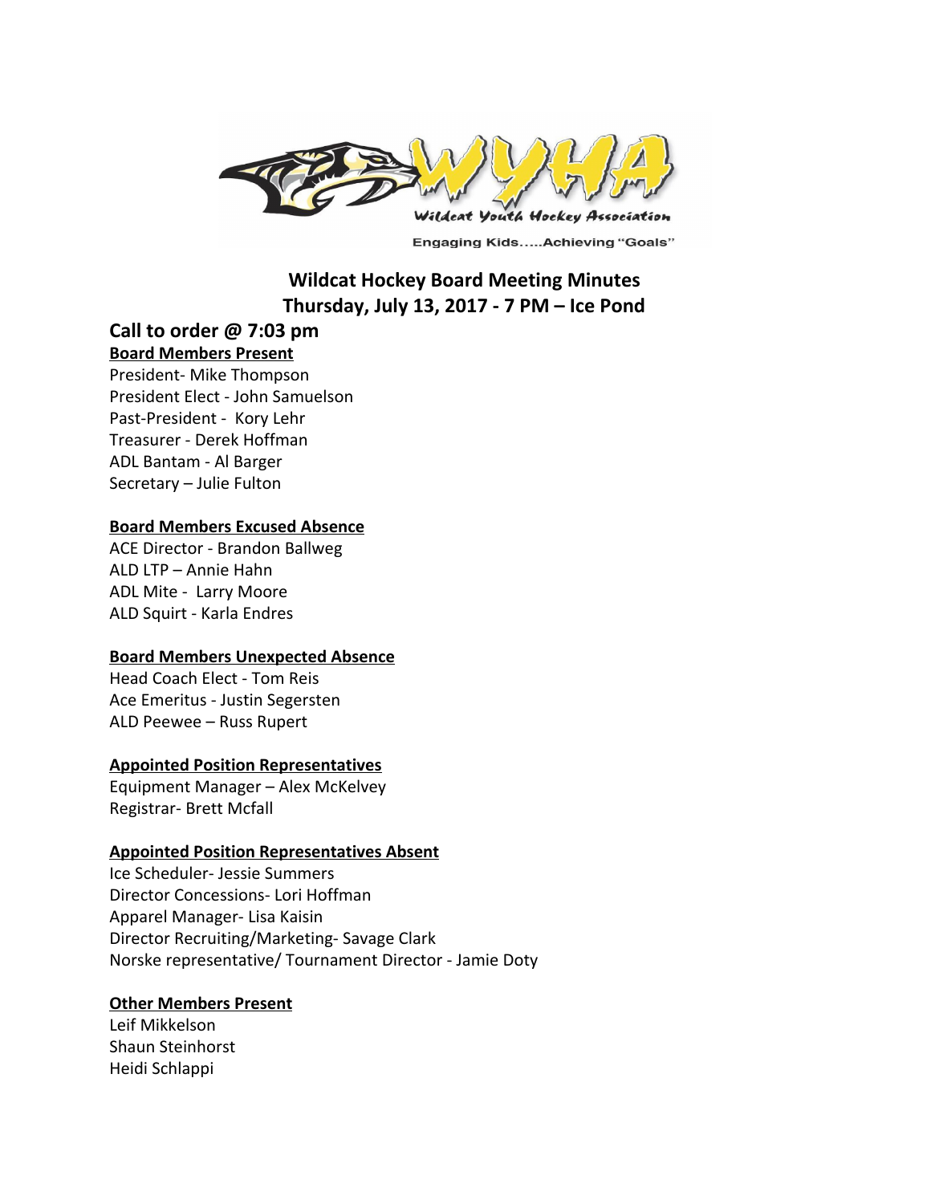# Wildcat Hockey Board Meeting Minutes
## Thursday, July 13, 2017 - 7 PM – Ice Pond

## Call to order @ 7:03 pm

**Board Members Present**

President- Mike Thompson
President Elect - John Samuelson
Past-President - Kory Lehr
Treasurer - Derek Hoffman
ADL Bantam - Al Barger
Secretary – Julie Fulton

**Board Members Excused Absence**

ACE Director - Brandon Ballweg
ALD LTP – Annie Hahn
ADL Mite - Larry Moore
ALD Squirt - Karla Endres

**Board Members Unexpected Absence**

Head Coach Elect - Tom Reis
Ace Emeritus - Justin Segersten
ALD Peewee – Russ Rupert

**Appointed Position Representatives**

Equipment Manager – Alex McKelvey
Registrar- Brett Mcfall

**Appointed Position Representatives Absent**

Ice Scheduler- Jessie Summers
Director Concessions- Lori Hoffman
Apparel Manager- Lisa Kaisin
Director Recruiting/Marketing- Savage Clark
Norske representative/ Tournament Director - Jamie Doty

**Other Members Present**

Leif Mikkelson
Shaun Steinhorst
Heidi Schlappi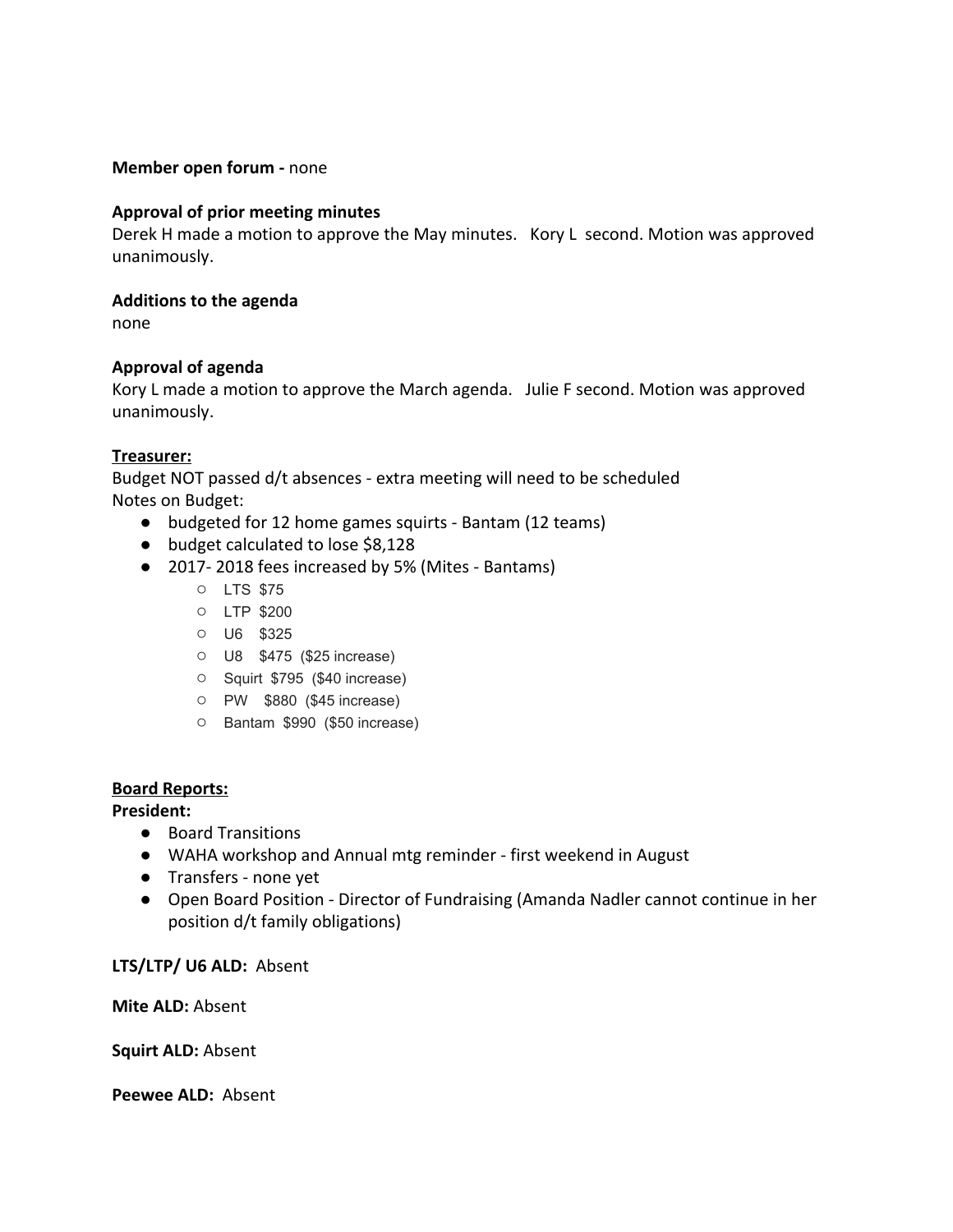**Member open forum -** none

**Approval of prior meeting minutes**
Derek H made a motion to approve the May minutes. Kory L second. Motion was approved unanimously.

**Additions to the agenda**
none

**Approval of agenda**
Kory L made a motion to approve the March agenda. Julie F second. Motion was approved unanimously.

**<u>Treasurer:</u>**
Budget NOT passed d/t absences - extra meeting will need to be scheduled
Notes on Budget:

- budgeted for 12 home games squirts - Bantam (12 teams)
- budget calculated to lose $8,128
- 2017- 2018 fees increased by 5% (Mites - Bantams)
  - LTS $75
  - LTP $200
  - U6 $325
  - U8 $475 ($25 increase)
  - Squirt $795 ($40 increase)
  - PW $880 ($45 increase)
  - Bantam $990 ($50 increase)

**<u>Board Reports:</u>**
**President:**

- Board Transitions
- WAHA workshop and Annual mtg reminder - first weekend in August
- Transfers - none yet
- Open Board Position - Director of Fundraising (Amanda Nadler cannot continue in her position d/t family obligations)

**LTS/LTP/ U6 ALD:** Absent

**Mite ALD:** Absent

**Squirt ALD:** Absent

**Peewee ALD:** Absent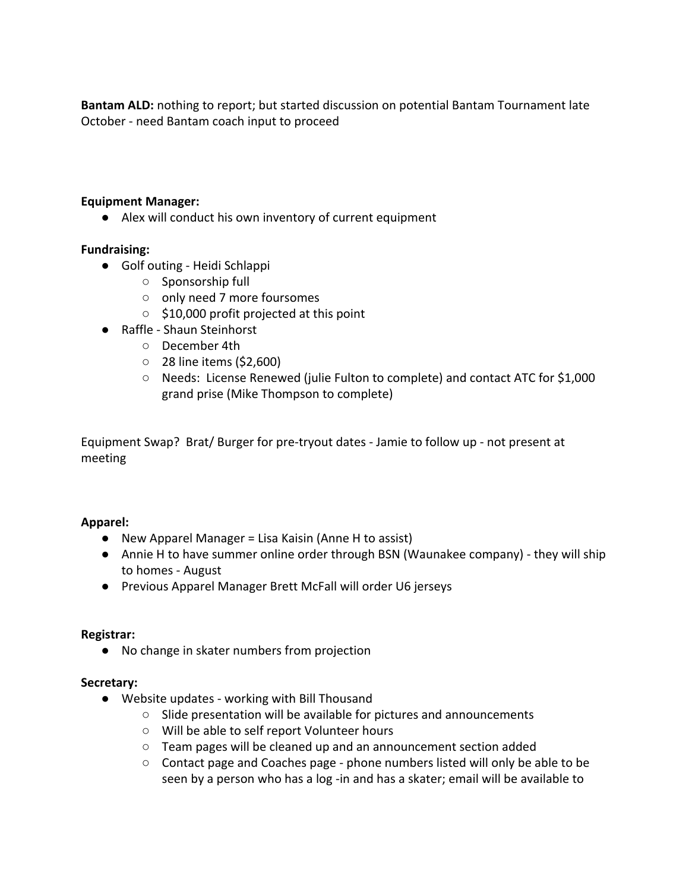**Bantam ALD:** nothing to report; but started discussion on potential Bantam Tournament late October - need Bantam coach input to proceed

**Equipment Manager:**

- Alex will conduct his own inventory of current equipment

**Fundraising:**

- Golf outing - Heidi Schlappi
  - Sponsorship full
  - only need 7 more foursomes
  - $10,000 profit projected at this point
- Raffle - Shaun Steinhorst
  - December 4th
  - 28 line items ($2,600)
  - Needs: License Renewed (julie Fulton to complete) and contact ATC for $1,000 grand prise (Mike Thompson to complete)

Equipment Swap? Brat/ Burger for pre-tryout dates - Jamie to follow up - not present at meeting

**Apparel:**

- New Apparel Manager = Lisa Kaisin (Anne H to assist)
- Annie H to have summer online order through BSN (Waunakee company) - they will ship to homes - August
- Previous Apparel Manager Brett McFall will order U6 jerseys

**Registrar:**

- No change in skater numbers from projection

**Secretary:**

- Website updates - working with Bill Thousand
  - Slide presentation will be available for pictures and announcements
  - Will be able to self report Volunteer hours
  - Team pages will be cleaned up and an announcement section added
  - Contact page and Coaches page - phone numbers listed will only be able to be seen by a person who has a log -in and has a skater; email will be available to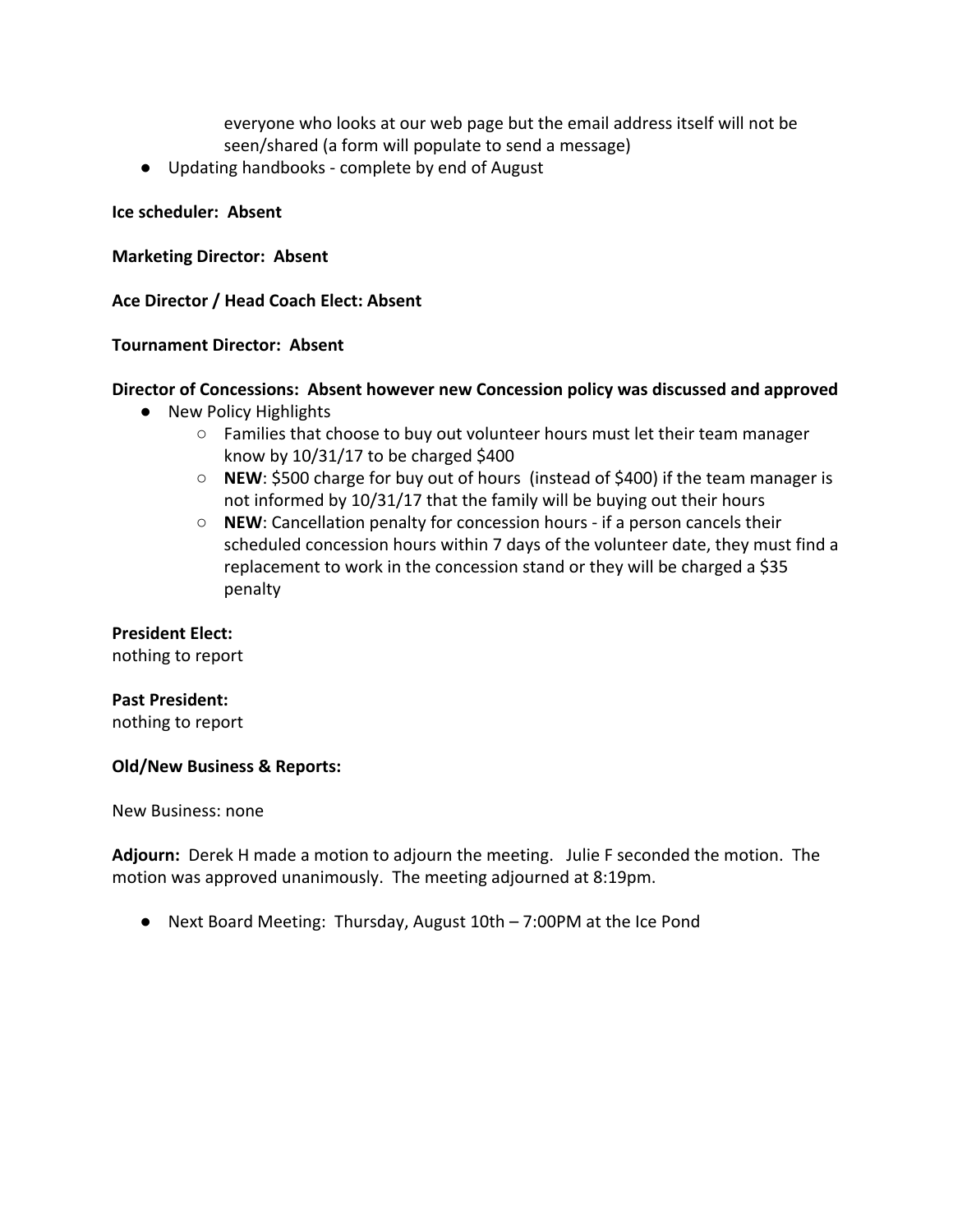everyone who looks at our web page but the email address itself will not be seen/shared (a form will populate to send a message)

- Updating handbooks - complete by end of August

**Ice scheduler: Absent**

**Marketing Director: Absent**

**Ace Director / Head Coach Elect: Absent**

**Tournament Director: Absent**

**Director of Concessions: Absent however new Concession policy was discussed and approved**

- New Policy Highlights
    - Families that choose to buy out volunteer hours must let their team manager know by 10/31/17 to be charged $400
    - **NEW**: $500 charge for buy out of hours (instead of $400) if the team manager is not informed by 10/31/17 that the family will be buying out their hours
    - **NEW**: Cancellation penalty for concession hours - if a person cancels their scheduled concession hours within 7 days of the volunteer date, they must find a replacement to work in the concession stand or they will be charged a $35 penalty

**President Elect:**
nothing to report

**Past President:**
nothing to report

**Old/New Business & Reports:**

New Business: none

**Adjourn:** Derek H made a motion to adjourn the meeting. Julie F seconded the motion. The motion was approved unanimously. The meeting adjourned at 8:19pm.

- Next Board Meeting: Thursday, August 10th – 7:00PM at the Ice Pond